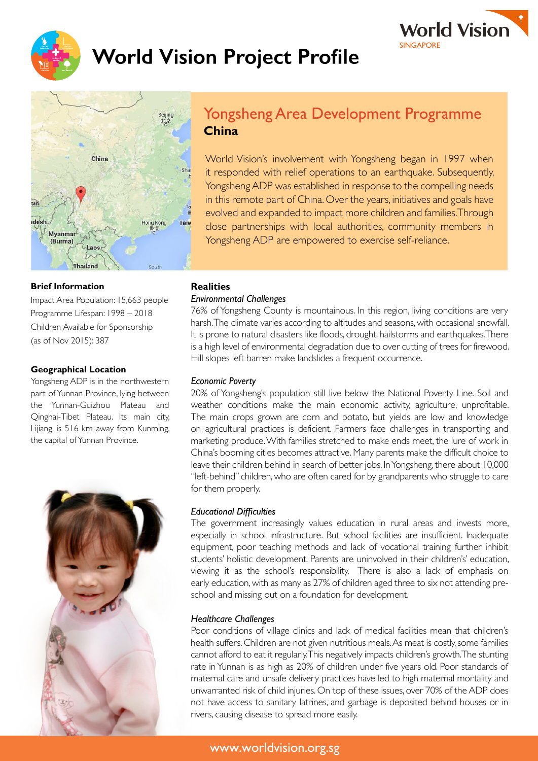# World Vision Project Profile

World Vision
SINGAPORE

## Yongsheng Area Development Programme
**China**

World Vision's involvement with Yongsheng began in 1997 when it responded with relief operations to an earthquake. Subsequently, Yongsheng ADP was established in response to the compelling needs in this remote part of China. Over the years, initiatives and goals have evolved and expanded to impact more children and families. Through close partnerships with local authorities, community members in Yongsheng ADP are empowered to exercise self-reliance.

### Brief Information

Impact Area Population: 15,663 people
Programme Lifespan: 1998 – 2018
Children Available for Sponsorship (as of Nov 2015): 387

### Geographical Location

Yongsheng ADP is in the northwestern part of Yunnan Province, lying between the Yunnan-Guizhou Plateau and Qinghai-Tibet Plateau. Its main city, Lijiang, is 516 km away from Kunming, the capital of Yunnan Province.

### Realities

*Environmental Challenges*

76% of Yongsheng County is mountainous. In this region, living conditions are very harsh. The climate varies according to altitudes and seasons, with occasional snowfall. It is prone to natural disasters like floods, drought, hailstorms and earthquakes. There is a high level of environmental degradation due to over cutting of trees for firewood. Hill slopes left barren make landslides a frequent occurrence.

*Economic Poverty*

20% of Yongsheng's population still live below the National Poverty Line. Soil and weather conditions make the main economic activity, agriculture, unprofitable. The main crops grown are corn and potato, but yields are low and knowledge on agricultural practices is deficient. Farmers face challenges in transporting and marketing produce. With families stretched to make ends meet, the lure of work in China's booming cities becomes attractive. Many parents make the difficult choice to leave their children behind in search of better jobs. In Yongsheng, there about 10,000 "left-behind" children, who are often cared for by grandparents who struggle to care for them properly.

*Educational Difficulties*

The government increasingly values education in rural areas and invests more, especially in school infrastructure. But school facilities are insufficient. Inadequate equipment, poor teaching methods and lack of vocational training further inhibit students' holistic development. Parents are uninvolved in their children's' education, viewing it as the school's responsibility. There is also a lack of emphasis on early education, with as many as 27% of children aged three to six not attending pre-school and missing out on a foundation for development.

*Healthcare Challenges*

Poor conditions of village clinics and lack of medical facilities mean that children's health suffers. Children are not given nutritious meals. As meat is costly, some families cannot afford to eat it regularly. This negatively impacts children's growth. The stunting rate in Yunnan is as high as 20% of children under five years old. Poor standards of maternal care and unsafe delivery practices have led to high maternal mortality and unwarranted risk of child injuries. On top of these issues, over 70% of the ADP does not have access to sanitary latrines, and garbage is deposited behind houses or in rivers, causing disease to spread more easily.

www.worldvision.org.sg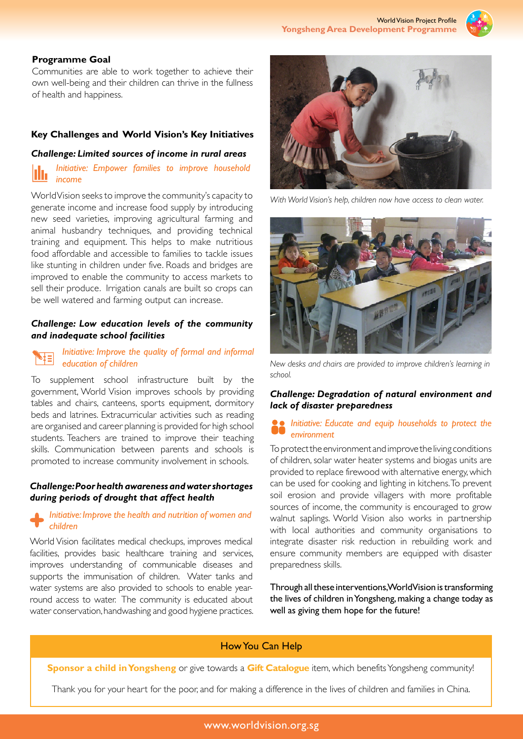## Programme Goal

Communities are able to work together to achieve their own well-being and their children can thrive in the fullness of health and happiness.

## Key Challenges and World Vision's Key Initiatives

### *Challenge: Limited sources of income in rural areas*

*Initiative: Empower families to improve household income*

World Vision seeks to improve the community's capacity to generate income and increase food supply by introducing new seed varieties, improving agricultural farming and animal husbandry techniques, and providing technical training and equipment. This helps to make nutritious food affordable and accessible to families to tackle issues like stunting in children under five. Roads and bridges are improved to enable the community to access markets to sell their produce. Irrigation canals are built so crops can be well watered and farming output can increase.

### *Challenge: Low education levels of the community and inadequate school facilities*

*Initiative: Improve the quality of formal and informal education of children*

To supplement school infrastructure built by the government, World Vision improves schools by providing tables and chairs, canteens, sports equipment, dormitory beds and latrines. Extracurricular activities such as reading are organised and career planning is provided for high school students. Teachers are trained to improve their teaching skills. Communication between parents and schools is promoted to increase community involvement in schools.

### *Challenge: Poor health awareness and water shortages during periods of drought that affect health*

*Initiative: Improve the health and nutrition of women and children*

World Vision facilitates medical checkups, improves medical facilities, provides basic healthcare training and services, improves understanding of communicable diseases and supports the immunisation of children. Water tanks and water systems are also provided to schools to enable year-round access to water. The community is educated about water conservation, handwashing and good hygiene practices.

*With World Vision's help, children now have access to clean water.*

*New desks and chairs are provided to improve children's learning in school.*

### *Challenge: Degradation of natural environment and lack of disaster preparedness*

*Initiative: Educate and equip households to protect the environment*

To protect the environment and improve the living conditions of children, solar water heater systems and biogas units are provided to replace firewood with alternative energy, which can be used for cooking and lighting in kitchens. To prevent soil erosion and provide villagers with more profitable sources of income, the community is encouraged to grow walnut saplings. World Vision also works in partnership with local authorities and community organisations to integrate disaster risk reduction in rebuilding work and ensure community members are equipped with disaster preparedness skills.

Through all these interventions, World Vision is transforming the lives of children in Yongsheng, making a change today as well as giving them hope for the future!

## How You Can Help

**Sponsor a child in Yongsheng** or give towards a **Gift Catalogue** item, which benefits Yongsheng community!

Thank you for your heart for the poor, and for making a difference in the lives of children and families in China.

www.worldvision.org.sg